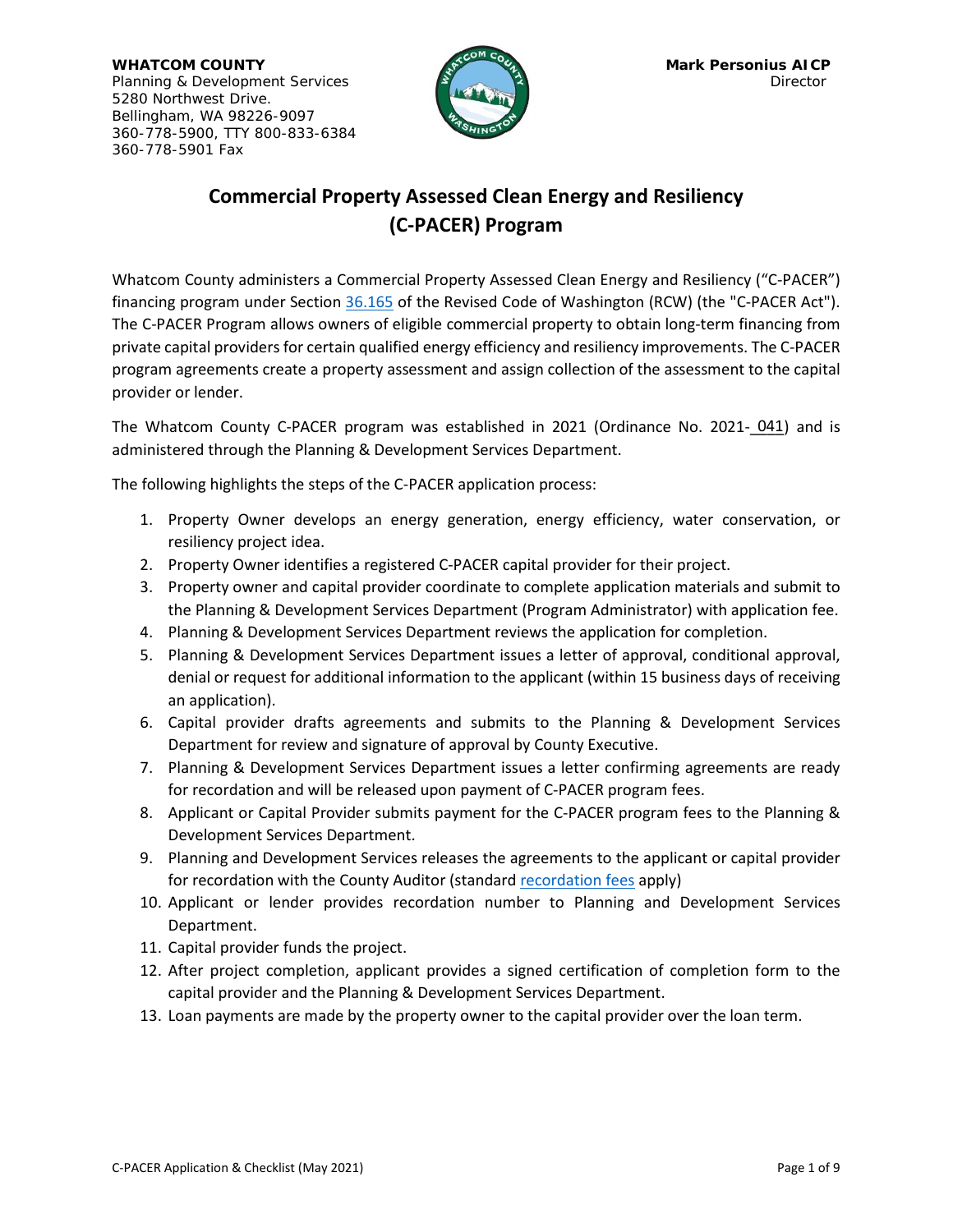**WHATCOM COUNTY**
Planning & Development Services
5280 Northwest Drive.
Bellingham, WA 98226-9097
360-778-5900, TTY 800-833-6384
360-778-5901 Fax

**Mark Personius AICP**
Director

# Commercial Property Assessed Clean Energy and Resiliency (C-PACER) Program

Whatcom County administers a Commercial Property Assessed Clean Energy and Resiliency ("C-PACER") financing program under Section 36.165 of the Revised Code of Washington (RCW) (the "C-PACER Act"). The C-PACER Program allows owners of eligible commercial property to obtain long-term financing from private capital providers for certain qualified energy efficiency and resiliency improvements. The C-PACER program agreements create a property assessment and assign collection of the assessment to the capital provider or lender.

The Whatcom County C-PACER program was established in 2021 (Ordinance No. 2021-041) and is administered through the Planning & Development Services Department.

The following highlights the steps of the C-PACER application process:

1. Property Owner develops an energy generation, energy efficiency, water conservation, or resiliency project idea.
2. Property Owner identifies a registered C-PACER capital provider for their project.
3. Property owner and capital provider coordinate to complete application materials and submit to the Planning & Development Services Department (Program Administrator) with application fee.
4. Planning & Development Services Department reviews the application for completion.
5. Planning & Development Services Department issues a letter of approval, conditional approval, denial or request for additional information to the applicant (within 15 business days of receiving an application).
6. Capital provider drafts agreements and submits to the Planning & Development Services Department for review and signature of approval by County Executive.
7. Planning & Development Services Department issues a letter confirming agreements are ready for recordation and will be released upon payment of C-PACER program fees.
8. Applicant or Capital Provider submits payment for the C-PACER program fees to the Planning & Development Services Department.
9. Planning and Development Services releases the agreements to the applicant or capital provider for recordation with the County Auditor (standard recordation fees apply)
10. Applicant or lender provides recordation number to Planning and Development Services Department.
11. Capital provider funds the project.
12. After project completion, applicant provides a signed certification of completion form to the capital provider and the Planning & Development Services Department.
13. Loan payments are made by the property owner to the capital provider over the loan term.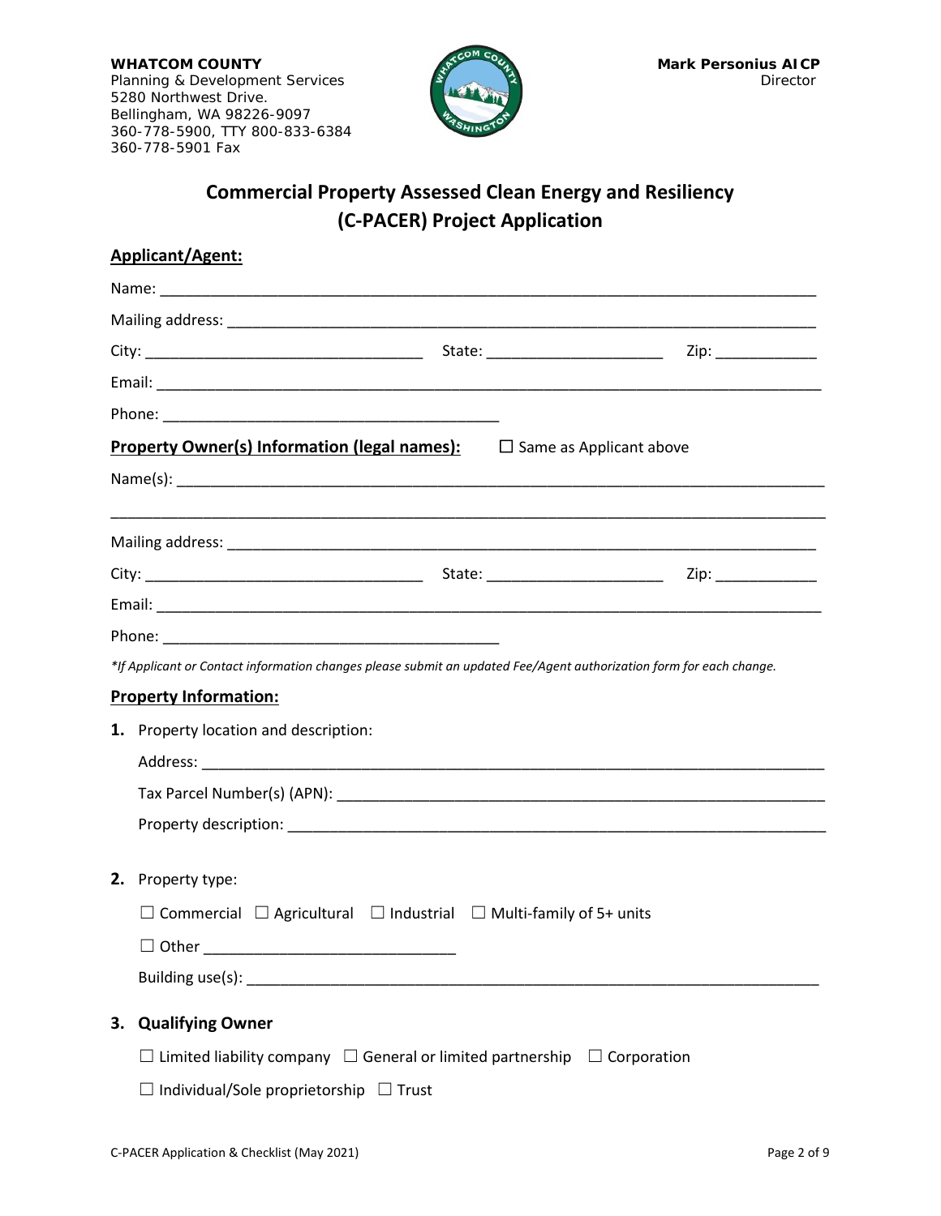**WHATCOM COUNTY**
Planning & Development Services
5280 Northwest Drive.
Bellingham, WA 98226-9097
360-778-5900, TTY 800-833-6384
360-778-5901 Fax

**Mark Personius AICP**
Director

# Commercial Property Assessed Clean Energy and Resiliency (C-PACER) Project Application

## Applicant/Agent:

Name: ______________________________________________________________

Mailing address: ______________________________________________________

City: ___________________________ State: __________________ Zip: __________

Email: ______________________________________________________________

Phone: ________________________________

## Property Owner(s) Information (legal names):

☐ Same as Applicant above

Name(s): ____________________________________________________________

______________________________________________________________________

Mailing address: ______________________________________________________

City: ___________________________ State: __________________ Zip: __________

Email: ______________________________________________________________

Phone: ________________________________

*\*If Applicant or Contact information changes please submit an updated Fee/Agent authorization form for each change.*

## Property Information:

**1.** Property location and description:

Address: ____________________________________________________________

Tax Parcel Number(s) (APN): _________________________________________

Property description: _________________________________________________

**2.** Property type:

☐ Commercial ☐ Agricultural ☐ Industrial ☐ Multi-family of 5+ units

☐ Other ___________________________

Building use(s): ______________________________________________________

**3. Qualifying Owner**

☐ Limited liability company ☐ General or limited partnership ☐ Corporation

☐ Individual/Sole proprietorship ☐ Trust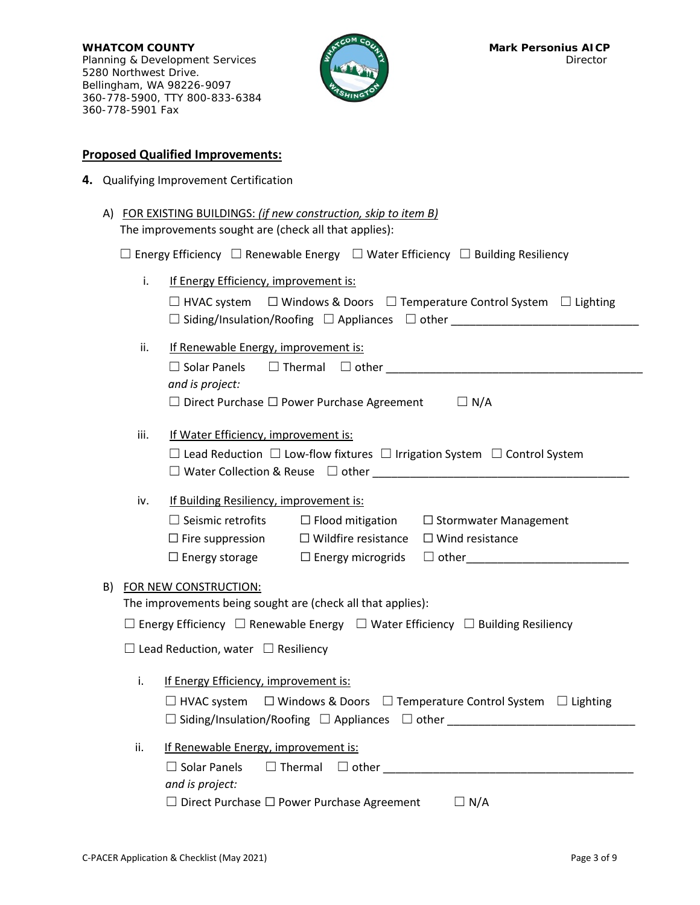**WHATCOM COUNTY**
Planning & Development Services
5280 Northwest Drive.
Bellingham, WA 98226-9097
360-778-5900, TTY 800-833-6384
360-778-5901 Fax

**Mark Personius AICP**
Director

## Proposed Qualified Improvements:

**4.** Qualifying Improvement Certification

A) FOR EXISTING BUILDINGS: *(if new construction, skip to item B)*
The improvements sought are (check all that applies):

☐ Energy Efficiency ☐ Renewable Energy ☐ Water Efficiency ☐ Building Resiliency

i. If Energy Efficiency, improvement is:

☐ HVAC system ☐ Windows & Doors ☐ Temperature Control System ☐ Lighting
☐ Siding/Insulation/Roofing ☐ Appliances ☐ other ____________________________

ii. If Renewable Energy, improvement is:

☐ Solar Panels ☐ Thermal ☐ other ________________________________________
*and is project:*
☐ Direct Purchase ☐ Power Purchase Agreement ☐ N/A

iii. If Water Efficiency, improvement is:

☐ Lead Reduction ☐ Low-flow fixtures ☐ Irrigation System ☐ Control System
☐ Water Collection & Reuse ☐ other ______________________________________

iv. If Building Resiliency, improvement is:

☐ Seismic retrofits ☐ Flood mitigation ☐ Stormwater Management
☐ Fire suppression ☐ Wildfire resistance ☐ Wind resistance
☐ Energy storage ☐ Energy microgrids ☐ other________________________

B) FOR NEW CONSTRUCTION:
The improvements being sought are (check all that applies):

☐ Energy Efficiency ☐ Renewable Energy ☐ Water Efficiency ☐ Building Resiliency

☐ Lead Reduction, water ☐ Resiliency

i. If Energy Efficiency, improvement is:

☐ HVAC system ☐ Windows & Doors ☐ Temperature Control System ☐ Lighting
☐ Siding/Insulation/Roofing ☐ Appliances ☐ other ____________________________

ii. If Renewable Energy, improvement is:

☐ Solar Panels ☐ Thermal ☐ other ______________________________________
*and is project:*
☐ Direct Purchase ☐ Power Purchase Agreement ☐ N/A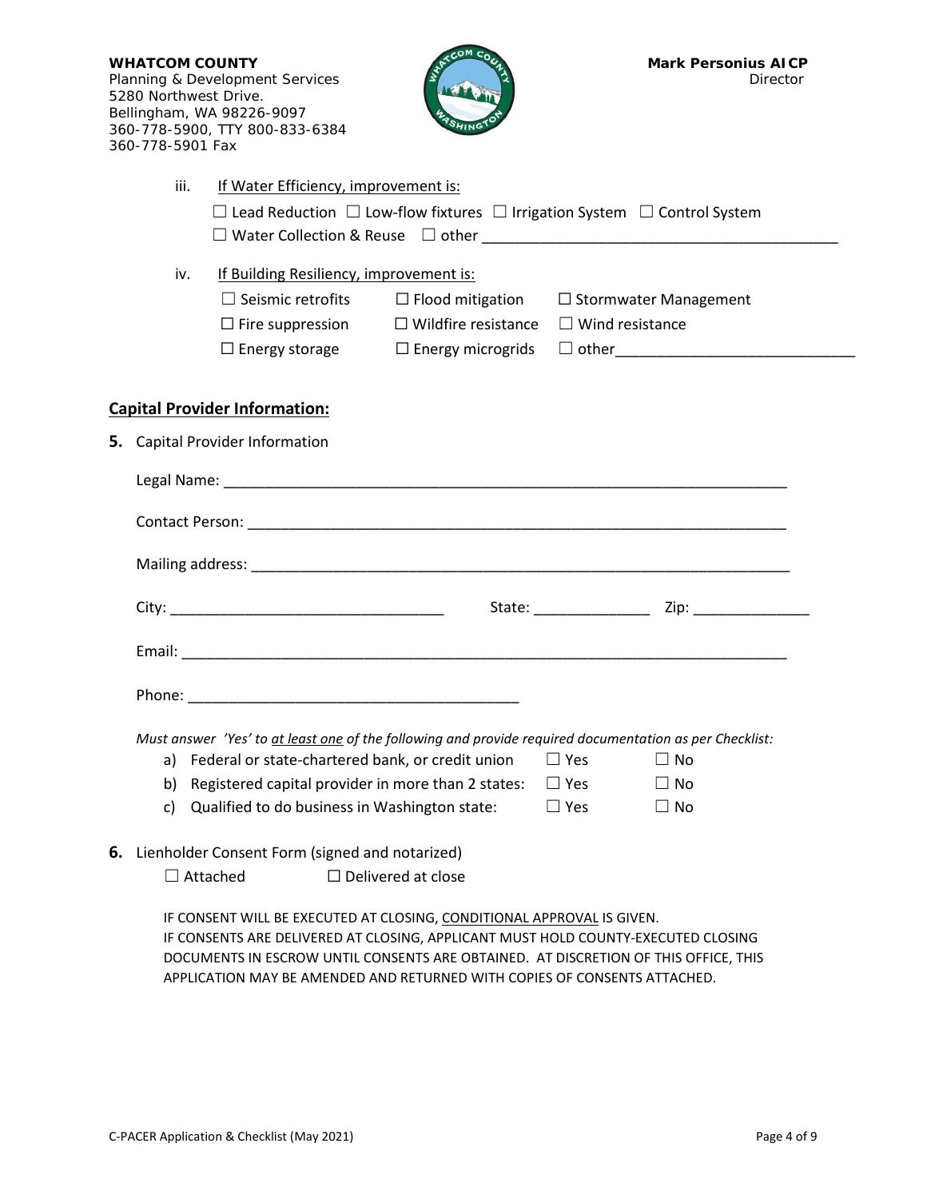**WHATCOM COUNTY**
Planning & Development Services
5280 Northwest Drive.
Bellingham, WA 98226-9097
360-778-5900, TTY 800-833-6384
360-778-5901 Fax

**Mark Personius AICP**
Director

iii. If Water Efficiency, improvement is:

☐ Lead Reduction ☐ Low-flow fixtures ☐ Irrigation System ☐ Control System
☐ Water Collection & Reuse ☐ other ___________________________________________

iv. If Building Resiliency, improvement is:

☐ Seismic retrofits ☐ Flood mitigation ☐ Stormwater Management
☐ Fire suppression ☐ Wildfire resistance ☐ Wind resistance
☐ Energy storage ☐ Energy microgrids ☐ other____________________________

## Capital Provider Information:

**5.** Capital Provider Information

Legal Name: ____________________________________________________________________

Contact Person: _________________________________________________________________

Mailing address: ________________________________________________________________

City: _________________________________ State: ______________ Zip: ______________

Email: _________________________________________________________________________

Phone: _______________________________________

*Must answer 'Yes' to at least one of the following and provide required documentation as per Checklist:*

a) Federal or state-chartered bank, or credit union ☐ Yes ☐ No
b) Registered capital provider in more than 2 states: ☐ Yes ☐ No
c) Qualified to do business in Washington state: ☐ Yes ☐ No

**6.** Lienholder Consent Form (signed and notarized)

☐ Attached ☐ Delivered at close

IF CONSENT WILL BE EXECUTED AT CLOSING, CONDITIONAL APPROVAL IS GIVEN.
IF CONSENTS ARE DELIVERED AT CLOSING, APPLICANT MUST HOLD COUNTY-EXECUTED CLOSING DOCUMENTS IN ESCROW UNTIL CONSENTS ARE OBTAINED. AT DISCRETION OF THIS OFFICE, THIS APPLICATION MAY BE AMENDED AND RETURNED WITH COPIES OF CONSENTS ATTACHED.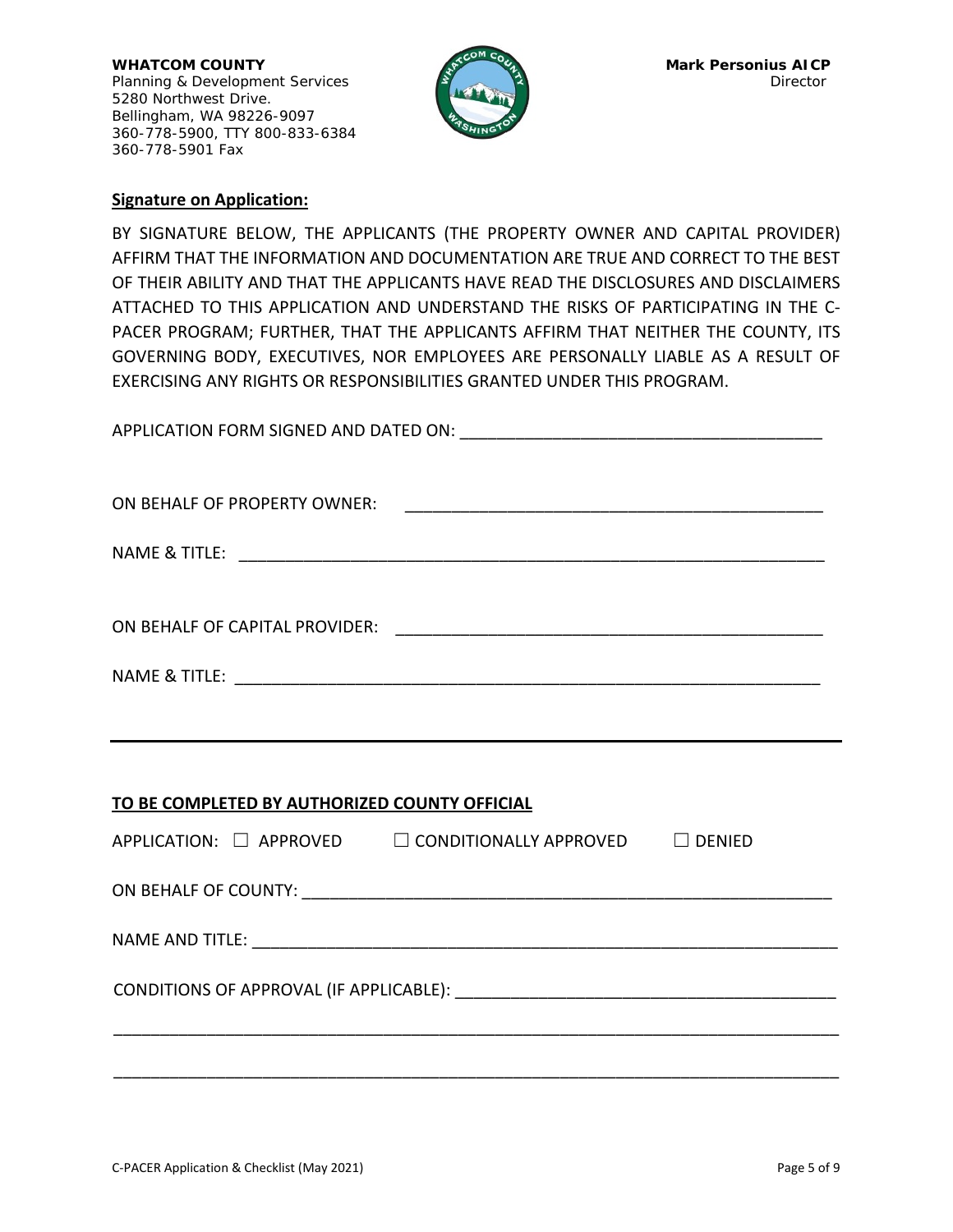**WHATCOM COUNTY**
Planning & Development Services
5280 Northwest Drive.
Bellingham, WA 98226-9097
360-778-5900, TTY 800-833-6384
360-778-5901 Fax

**Mark Personius AICP**
Director

**Signature on Application:**

BY SIGNATURE BELOW, THE APPLICANTS (THE PROPERTY OWNER AND CAPITAL PROVIDER) AFFIRM THAT THE INFORMATION AND DOCUMENTATION ARE TRUE AND CORRECT TO THE BEST OF THEIR ABILITY AND THAT THE APPLICANTS HAVE READ THE DISCLOSURES AND DISCLAIMERS ATTACHED TO THIS APPLICATION AND UNDERSTAND THE RISKS OF PARTICIPATING IN THE C-PACER PROGRAM; FURTHER, THAT THE APPLICANTS AFFIRM THAT NEITHER THE COUNTY, ITS GOVERNING BODY, EXECUTIVES, NOR EMPLOYEES ARE PERSONALLY LIABLE AS A RESULT OF EXERCISING ANY RIGHTS OR RESPONSIBILITIES GRANTED UNDER THIS PROGRAM.

APPLICATION FORM SIGNED AND DATED ON: ________________________________________

ON BEHALF OF PROPERTY OWNER: ______________________________________________

NAME & TITLE: _____________________________________________________________

ON BEHALF OF CAPITAL PROVIDER: ____________________________________________

NAME & TITLE: _____________________________________________________________

---

**TO BE COMPLETED BY AUTHORIZED COUNTY OFFICIAL**

APPLICATION: ☐ APPROVED ☐ CONDITIONALLY APPROVED ☐ DENIED

ON BEHALF OF COUNTY: _______________________________________________________

NAME AND TITLE: ____________________________________________________________

CONDITIONS OF APPROVAL (IF APPLICABLE): ________________________________________

_________________________________________________________________________

_________________________________________________________________________